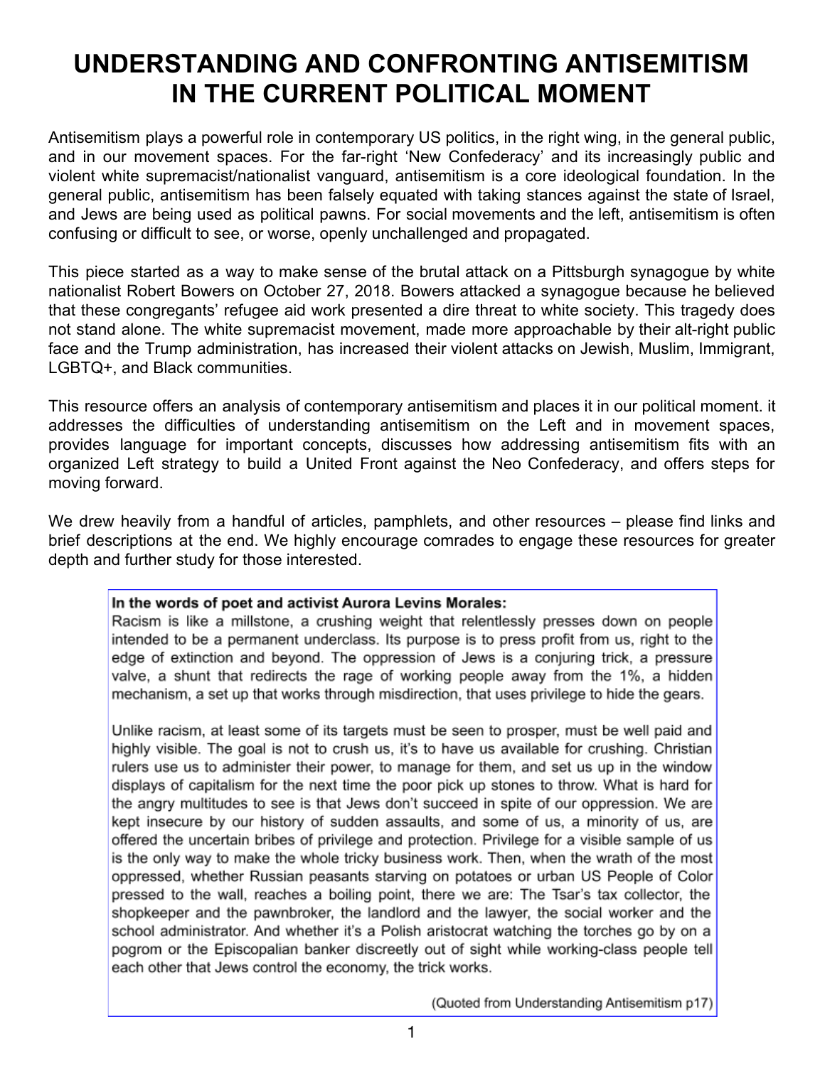# UNDERSTANDING AND CONFRONTING ANTISEMITISM IN THE CURRENT POLITICAL MOMENT

Antisemitism plays a powerful role in contemporary US politics, in the right wing, in the general public, and in our movement spaces. For the far-right 'New Confederacy' and its increasingly public and violent white supremacist/nationalist vanguard, antisemitism is a core ideological foundation. In the general public, antisemitism has been falsely equated with taking stances against the state of Israel, and Jews are being used as political pawns. For social movements and the left, antisemitism is often confusing or difficult to see, or worse, openly unchallenged and propagated.

This piece started as a way to make sense of the brutal attack on a Pittsburgh synagogue by white nationalist Robert Bowers on October 27, 2018. Bowers attacked a synagogue because he believed that these congregants' refugee aid work presented a dire threat to white society. This tragedy does not stand alone. The white supremacist movement, made more approachable by their alt-right public face and the Trump administration, has increased their violent attacks on Jewish, Muslim, Immigrant, LGBTQ+, and Black communities.

This resource offers an analysis of contemporary antisemitism and places it in our political moment. it addresses the difficulties of understanding antisemitism on the Left and in movement spaces, provides language for important concepts, discusses how addressing antisemitism fits with an organized Left strategy to build a United Front against the Neo Confederacy, and offers steps for moving forward.

We drew heavily from a handful of articles, pamphlets, and other resources – please find links and brief descriptions at the end. We highly encourage comrades to engage these resources for greater depth and further study for those interested.

> **In the words of poet and activist Aurora Levins Morales:**
> Racism is like a millstone, a crushing weight that relentlessly presses down on people intended to be a permanent underclass. Its purpose is to press profit from us, right to the edge of extinction and beyond. The oppression of Jews is a conjuring trick, a pressure valve, a shunt that redirects the rage of working people away from the 1%, a hidden mechanism, a set up that works through misdirection, that uses privilege to hide the gears.
>
> Unlike racism, at least some of its targets must be seen to prosper, must be well paid and highly visible. The goal is not to crush us, it's to have us available for crushing. Christian rulers use us to administer their power, to manage for them, and set us up in the window displays of capitalism for the next time the poor pick up stones to throw. What is hard for the angry multitudes to see is that Jews don't succeed in spite of our oppression. We are kept insecure by our history of sudden assaults, and some of us, a minority of us, are offered the uncertain bribes of privilege and protection. Privilege for a visible sample of us is the only way to make the whole tricky business work. Then, when the wrath of the most oppressed, whether Russian peasants starving on potatoes or urban US People of Color pressed to the wall, reaches a boiling point, there we are: The Tsar's tax collector, the shopkeeper and the pawnbroker, the landlord and the lawyer, the social worker and the school administrator. And whether it's a Polish aristocrat watching the torches go by on a pogrom or the Episcopalian banker discreetly out of sight while working-class people tell each other that Jews control the economy, the trick works.
>
> (Quoted from Understanding Antisemitism p17)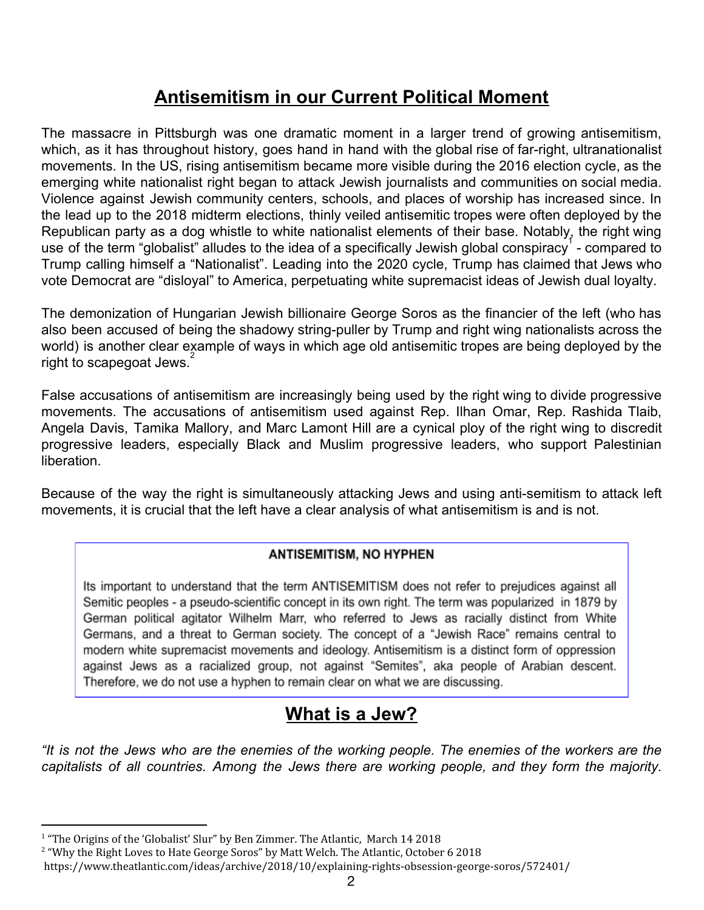## Antisemitism in our Current Political Moment

The massacre in Pittsburgh was one dramatic moment in a larger trend of growing antisemitism, which, as it has throughout history, goes hand in hand with the global rise of far-right, ultranationalist movements. In the US, rising antisemitism became more visible during the 2016 election cycle, as the emerging white nationalist right began to attack Jewish journalists and communities on social media. Violence against Jewish community centers, schools, and places of worship has increased since. In the lead up to the 2018 midterm elections, thinly veiled antisemitic tropes were often deployed by the Republican party as a dog whistle to white nationalist elements of their base. Notably, the right wing use of the term "globalist" alludes to the idea of a specifically Jewish global conspiracy[1] - compared to Trump calling himself a "Nationalist". Leading into the 2020 cycle, Trump has claimed that Jews who vote Democrat are "disloyal" to America, perpetuating white supremacist ideas of Jewish dual loyalty.

The demonization of Hungarian Jewish billionaire George Soros as the financier of the left (who has also been accused of being the shadowy string-puller by Trump and right wing nationalists across the world) is another clear example of ways in which age old antisemitic tropes are being deployed by the right to scapegoat Jews.[2]

False accusations of antisemitism are increasingly being used by the right wing to divide progressive movements. The accusations of antisemitism used against Rep. Ilhan Omar, Rep. Rashida Tlaib, Angela Davis, Tamika Mallory, and Marc Lamont Hill are a cynical ploy of the right wing to discredit progressive leaders, especially Black and Muslim progressive leaders, who support Palestinian liberation.

Because of the way the right is simultaneously attacking Jews and using anti-semitism to attack left movements, it is crucial that the left have a clear analysis of what antisemitism is and is not.

> **ANTISEMITISM, NO HYPHEN**
>
> Its important to understand that the term ANTISEMITISM does not refer to prejudices against all Semitic peoples - a pseudo-scientific concept in its own right. The term was popularized in 1879 by German political agitator Wilhelm Marr, who referred to Jews as racially distinct from White Germans, and a threat to German society. The concept of a "Jewish Race" remains central to modern white supremacist movements and ideology. Antisemitism is a distinct form of oppression against Jews as a racialized group, not against "Semites", aka people of Arabian descent. Therefore, we do not use a hyphen to remain clear on what we are discussing.

## What is a Jew?

*"It is not the Jews who are the enemies of the working people. The enemies of the workers are the capitalists of all countries. Among the Jews there are working people, and they form the majority.*

---

[1] "The Origins of the 'Globalist' Slur" by Ben Zimmer. The Atlantic, March 14 2018

[2] "Why the Right Loves to Hate George Soros" by Matt Welch. The Atlantic, October 6 2018 https://www.theatlantic.com/ideas/archive/2018/10/explaining-rights-obsession-george-soros/572401/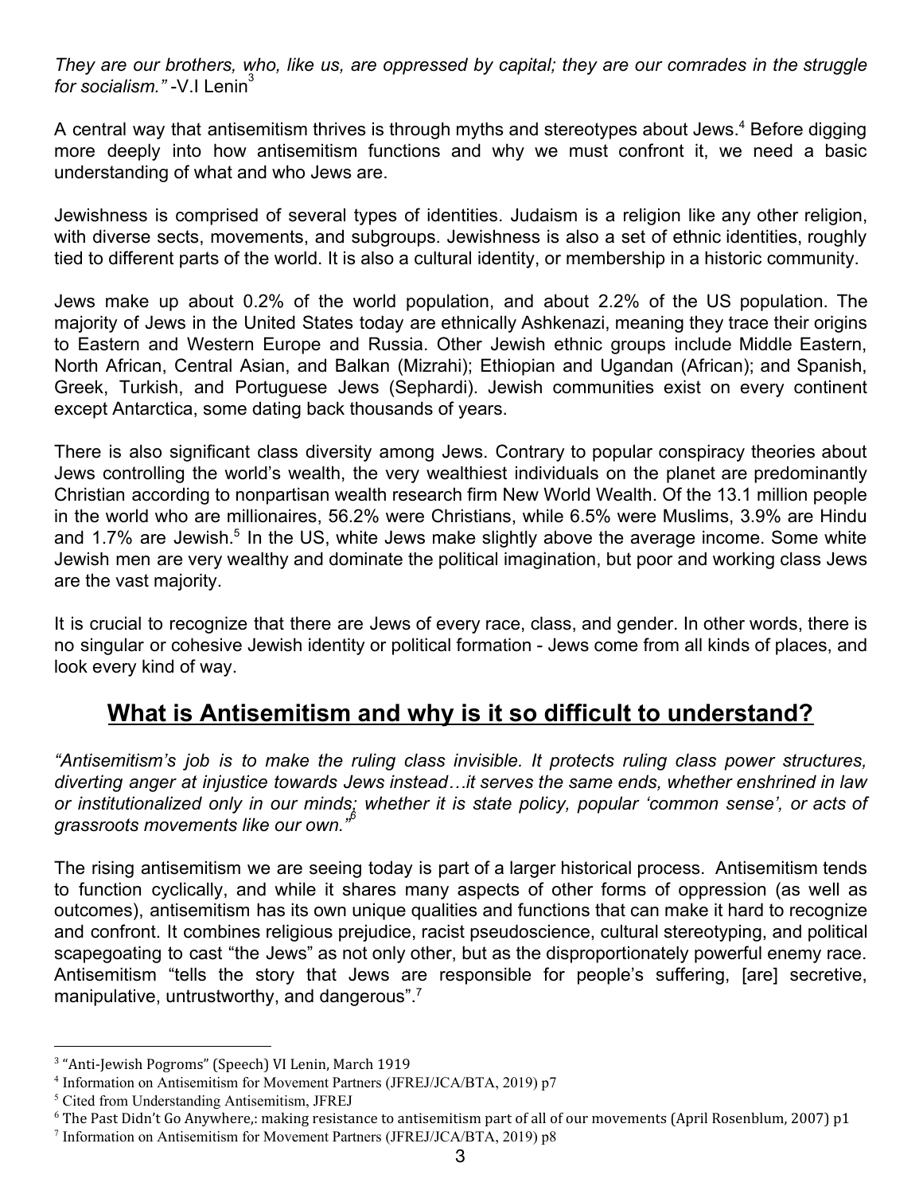*They are our brothers, who, like us, are oppressed by capital; they are our comrades in the struggle for socialism."* -V.I Lenin[3]

A central way that antisemitism thrives is through myths and stereotypes about Jews.[4] Before digging more deeply into how antisemitism functions and why we must confront it, we need a basic understanding of what and who Jews are.

Jewishness is comprised of several types of identities. Judaism is a religion like any other religion, with diverse sects, movements, and subgroups. Jewishness is also a set of ethnic identities, roughly tied to different parts of the world. It is also a cultural identity, or membership in a historic community.

Jews make up about 0.2% of the world population, and about 2.2% of the US population. The majority of Jews in the United States today are ethnically Ashkenazi, meaning they trace their origins to Eastern and Western Europe and Russia. Other Jewish ethnic groups include Middle Eastern, North African, Central Asian, and Balkan (Mizrahi); Ethiopian and Ugandan (African); and Spanish, Greek, Turkish, and Portuguese Jews (Sephardi). Jewish communities exist on every continent except Antarctica, some dating back thousands of years.

There is also significant class diversity among Jews. Contrary to popular conspiracy theories about Jews controlling the world's wealth, the very wealthiest individuals on the planet are predominantly Christian according to nonpartisan wealth research firm New World Wealth. Of the 13.1 million people in the world who are millionaires, 56.2% were Christians, while 6.5% were Muslims, 3.9% are Hindu and 1.7% are Jewish.[5] In the US, white Jews make slightly above the average income. Some white Jewish men are very wealthy and dominate the political imagination, but poor and working class Jews are the vast majority.

It is crucial to recognize that there are Jews of every race, class, and gender. In other words, there is no singular or cohesive Jewish identity or political formation - Jews come from all kinds of places, and look every kind of way.

## **What is Antisemitism and why is it so difficult to understand?**

*"Antisemitism's job is to make the ruling class invisible. It protects ruling class power structures, diverting anger at injustice towards Jews instead…it serves the same ends, whether enshrined in law or institutionalized only in our minds; whether it is state policy, popular 'common sense', or acts of grassroots movements like our own."*[6]

The rising antisemitism we are seeing today is part of a larger historical process. Antisemitism tends to function cyclically, and while it shares many aspects of other forms of oppression (as well as outcomes), antisemitism has its own unique qualities and functions that can make it hard to recognize and confront. It combines religious prejudice, racist pseudoscience, cultural stereotyping, and political scapegoating to cast "the Jews" as not only other, but as the disproportionately powerful enemy race. Antisemitism "tells the story that Jews are responsible for people's suffering, [are] secretive, manipulative, untrustworthy, and dangerous".[7]

---

[3] "Anti-Jewish Pogroms" (Speech) VI Lenin, March 1919

[4] Information on Antisemitism for Movement Partners (JFREJ/JCA/BTA, 2019) p7

[5] Cited from Understanding Antisemitism, JFREJ

[6] The Past Didn't Go Anywhere,: making resistance to antisemitism part of all of our movements (April Rosenblum, 2007) p1

[7] Information on Antisemitism for Movement Partners (JFREJ/JCA/BTA, 2019) p8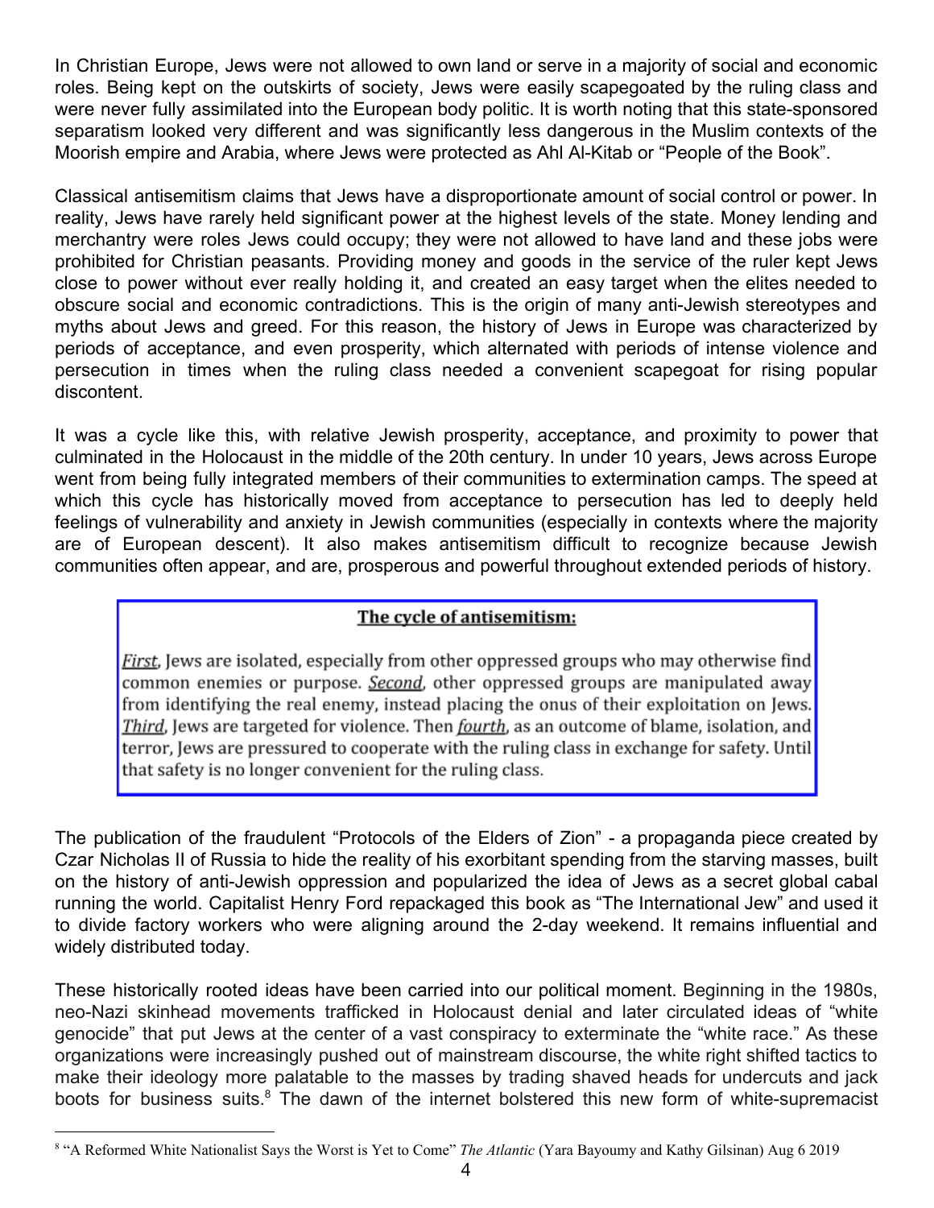In Christian Europe, Jews were not allowed to own land or serve in a majority of social and economic roles. Being kept on the outskirts of society, Jews were easily scapegoated by the ruling class and were never fully assimilated into the European body politic. It is worth noting that this state-sponsored separatism looked very different and was significantly less dangerous in the Muslim contexts of the Moorish empire and Arabia, where Jews were protected as Ahl Al-Kitab or "People of the Book".

Classical antisemitism claims that Jews have a disproportionate amount of social control or power. In reality, Jews have rarely held significant power at the highest levels of the state. Money lending and merchantry were roles Jews could occupy; they were not allowed to have land and these jobs were prohibited for Christian peasants. Providing money and goods in the service of the ruler kept Jews close to power without ever really holding it, and created an easy target when the elites needed to obscure social and economic contradictions. This is the origin of many anti-Jewish stereotypes and myths about Jews and greed. For this reason, the history of Jews in Europe was characterized by periods of acceptance, and even prosperity, which alternated with periods of intense violence and persecution in times when the ruling class needed a convenient scapegoat for rising popular discontent.

It was a cycle like this, with relative Jewish prosperity, acceptance, and proximity to power that culminated in the Holocaust in the middle of the 20th century. In under 10 years, Jews across Europe went from being fully integrated members of their communities to extermination camps. The speed at which this cycle has historically moved from acceptance to persecution has led to deeply held feelings of vulnerability and anxiety in Jewish communities (especially in contexts where the majority are of European descent). It also makes antisemitism difficult to recognize because Jewish communities often appear, and are, prosperous and powerful throughout extended periods of history.

> **The cycle of antisemitism:**
>
> *First*, Jews are isolated, especially from other oppressed groups who may otherwise find common enemies or purpose. *Second*, other oppressed groups are manipulated away from identifying the real enemy, instead placing the onus of their exploitation on Jews. *Third*, Jews are targeted for violence. Then *fourth*, as an outcome of blame, isolation, and terror, Jews are pressured to cooperate with the ruling class in exchange for safety. Until that safety is no longer convenient for the ruling class.

The publication of the fraudulent "Protocols of the Elders of Zion" - a propaganda piece created by Czar Nicholas II of Russia to hide the reality of his exorbitant spending from the starving masses, built on the history of anti-Jewish oppression and popularized the idea of Jews as a secret global cabal running the world. Capitalist Henry Ford repackaged this book as "The International Jew" and used it to divide factory workers who were aligning around the 2-day weekend. It remains influential and widely distributed today.

These historically rooted ideas have been carried into our political moment. Beginning in the 1980s, neo-Nazi skinhead movements trafficked in Holocaust denial and later circulated ideas of "white genocide" that put Jews at the center of a vast conspiracy to exterminate the "white race." As these organizations were increasingly pushed out of mainstream discourse, the white right shifted tactics to make their ideology more palatable to the masses by trading shaved heads for undercuts and jack boots for business suits.[8] The dawn of the internet bolstered this new form of white-supremacist

[8] "A Reformed White Nationalist Says the Worst is Yet to Come" *The Atlantic* (Yara Bayoumy and Kathy Gilsinan) Aug 6 2019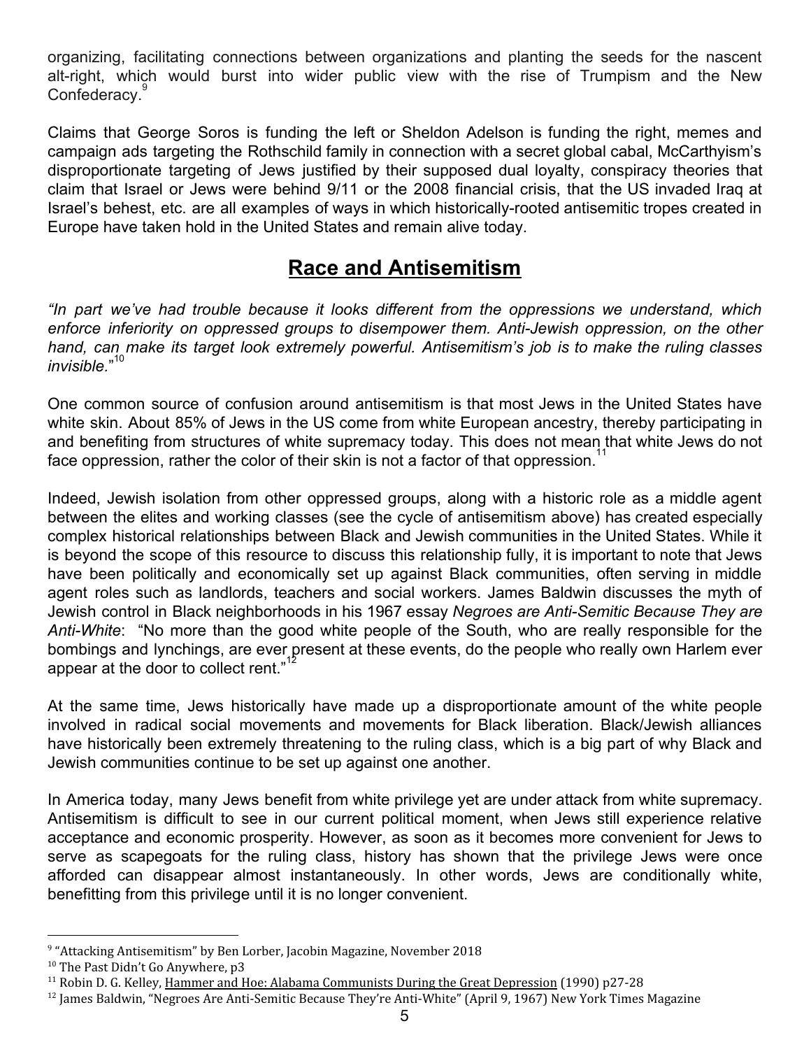organizing, facilitating connections between organizations and planting the seeds for the nascent alt-right, which would burst into wider public view with the rise of Trumpism and the New Confederacy.[9]

Claims that George Soros is funding the left or Sheldon Adelson is funding the right, memes and campaign ads targeting the Rothschild family in connection with a secret global cabal, McCarthyism's disproportionate targeting of Jews justified by their supposed dual loyalty, conspiracy theories that claim that Israel or Jews were behind 9/11 or the 2008 financial crisis, that the US invaded Iraq at Israel's behest, etc. are all examples of ways in which historically-rooted antisemitic tropes created in Europe have taken hold in the United States and remain alive today.

## Race and Antisemitism

*"In part we've had trouble because it looks different from the oppressions we understand, which enforce inferiority on oppressed groups to disempower them. Anti-Jewish oppression, on the other hand, can make its target look extremely powerful. Antisemitism's job is to make the ruling classes invisible.*"[10]

One common source of confusion around antisemitism is that most Jews in the United States have white skin. About 85% of Jews in the US come from white European ancestry, thereby participating in and benefiting from structures of white supremacy today. This does not mean that white Jews do not face oppression, rather the color of their skin is not a factor of that oppression.[11]

Indeed, Jewish isolation from other oppressed groups, along with a historic role as a middle agent between the elites and working classes (see the cycle of antisemitism above) has created especially complex historical relationships between Black and Jewish communities in the United States. While it is beyond the scope of this resource to discuss this relationship fully, it is important to note that Jews have been politically and economically set up against Black communities, often serving in middle agent roles such as landlords, teachers and social workers. James Baldwin discusses the myth of Jewish control in Black neighborhoods in his 1967 essay *Negroes are Anti-Semitic Because They are Anti-White*: "No more than the good white people of the South, who are really responsible for the bombings and lynchings, are ever present at these events, do the people who really own Harlem ever appear at the door to collect rent."[12]

At the same time, Jews historically have made up a disproportionate amount of the white people involved in radical social movements and movements for Black liberation. Black/Jewish alliances have historically been extremely threatening to the ruling class, which is a big part of why Black and Jewish communities continue to be set up against one another.

In America today, many Jews benefit from white privilege yet are under attack from white supremacy. Antisemitism is difficult to see in our current political moment, when Jews still experience relative acceptance and economic prosperity. However, as soon as it becomes more convenient for Jews to serve as scapegoats for the ruling class, history has shown that the privilege Jews were once afforded can disappear almost instantaneously. In other words, Jews are conditionally white, benefitting from this privilege until it is no longer convenient.

---

[9] "Attacking Antisemitism" by Ben Lorber, Jacobin Magazine, November 2018

[10] The Past Didn't Go Anywhere, p3

[11] Robin D. G. Kelley, Hammer and Hoe: Alabama Communists During the Great Depression (1990) p27-28

[12] James Baldwin, "Negroes Are Anti-Semitic Because They're Anti-White" (April 9, 1967) New York Times Magazine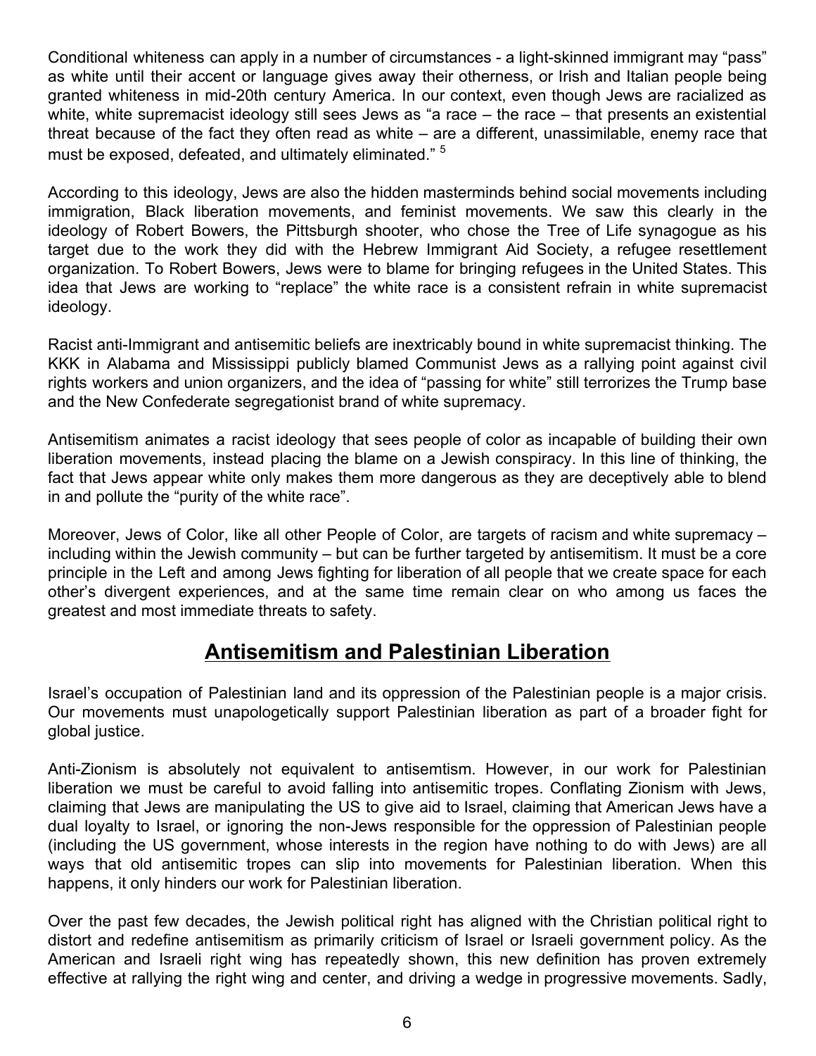Conditional whiteness can apply in a number of circumstances - a light-skinned immigrant may "pass" as white until their accent or language gives away their otherness, or Irish and Italian people being granted whiteness in mid-20th century America. In our context, even though Jews are racialized as white, white supremacist ideology still sees Jews as "a race – the race – that presents an existential threat because of the fact they often read as white – are a different, unassimilable, enemy race that must be exposed, defeated, and ultimately eliminated." [5]

According to this ideology, Jews are also the hidden masterminds behind social movements including immigration, Black liberation movements, and feminist movements. We saw this clearly in the ideology of Robert Bowers, the Pittsburgh shooter, who chose the Tree of Life synagogue as his target due to the work they did with the Hebrew Immigrant Aid Society, a refugee resettlement organization. To Robert Bowers, Jews were to blame for bringing refugees in the United States. This idea that Jews are working to "replace" the white race is a consistent refrain in white supremacist ideology.

Racist anti-Immigrant and antisemitic beliefs are inextricably bound in white supremacist thinking. The KKK in Alabama and Mississippi publicly blamed Communist Jews as a rallying point against civil rights workers and union organizers, and the idea of "passing for white" still terrorizes the Trump base and the New Confederate segregationist brand of white supremacy.

Antisemitism animates a racist ideology that sees people of color as incapable of building their own liberation movements, instead placing the blame on a Jewish conspiracy. In this line of thinking, the fact that Jews appear white only makes them more dangerous as they are deceptively able to blend in and pollute the "purity of the white race".

Moreover, Jews of Color, like all other People of Color, are targets of racism and white supremacy – including within the Jewish community – but can be further targeted by antisemitism. It must be a core principle in the Left and among Jews fighting for liberation of all people that we create space for each other's divergent experiences, and at the same time remain clear on who among us faces the greatest and most immediate threats to safety.

## Antisemitism and Palestinian Liberation

Israel's occupation of Palestinian land and its oppression of the Palestinian people is a major crisis. Our movements must unapologetically support Palestinian liberation as part of a broader fight for global justice.

Anti-Zionism is absolutely not equivalent to antisemtism. However, in our work for Palestinian liberation we must be careful to avoid falling into antisemitic tropes. Conflating Zionism with Jews, claiming that Jews are manipulating the US to give aid to Israel, claiming that American Jews have a dual loyalty to Israel, or ignoring the non-Jews responsible for the oppression of Palestinian people (including the US government, whose interests in the region have nothing to do with Jews) are all ways that old antisemitic tropes can slip into movements for Palestinian liberation. When this happens, it only hinders our work for Palestinian liberation.

Over the past few decades, the Jewish political right has aligned with the Christian political right to distort and redefine antisemitism as primarily criticism of Israel or Israeli government policy. As the American and Israeli right wing has repeatedly shown, this new definition has proven extremely effective at rallying the right wing and center, and driving a wedge in progressive movements. Sadly,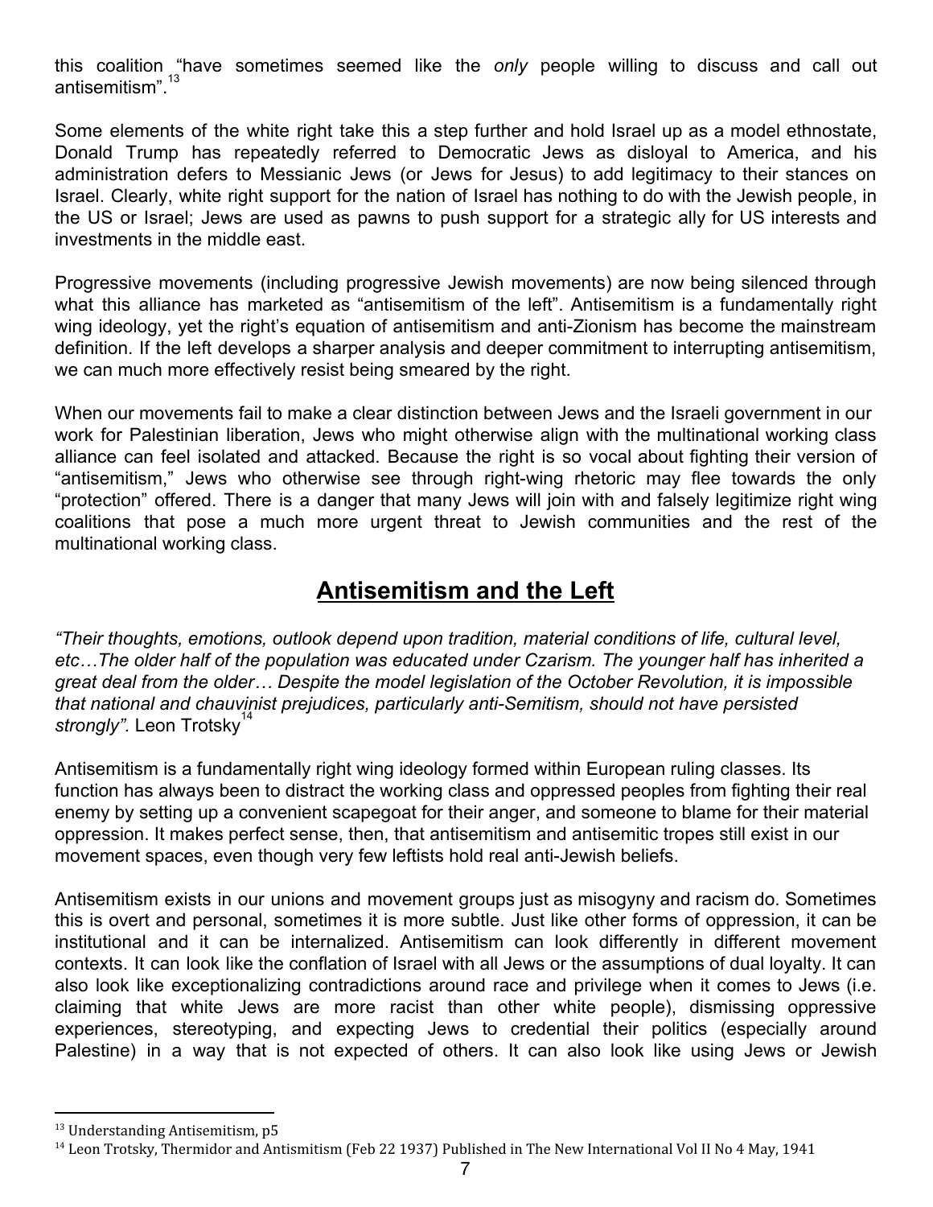this coalition "have sometimes seemed like the *only* people willing to discuss and call out antisemitism".[13]

Some elements of the white right take this a step further and hold Israel up as a model ethnostate, Donald Trump has repeatedly referred to Democratic Jews as disloyal to America, and his administration defers to Messianic Jews (or Jews for Jesus) to add legitimacy to their stances on Israel. Clearly, white right support for the nation of Israel has nothing to do with the Jewish people, in the US or Israel; Jews are used as pawns to push support for a strategic ally for US interests and investments in the middle east.

Progressive movements (including progressive Jewish movements) are now being silenced through what this alliance has marketed as "antisemitism of the left". Antisemitism is a fundamentally right wing ideology, yet the right's equation of antisemitism and anti-Zionism has become the mainstream definition. If the left develops a sharper analysis and deeper commitment to interrupting antisemitism, we can much more effectively resist being smeared by the right.

When our movements fail to make a clear distinction between Jews and the Israeli government in our work for Palestinian liberation, Jews who might otherwise align with the multinational working class alliance can feel isolated and attacked. Because the right is so vocal about fighting their version of "antisemitism," Jews who otherwise see through right-wing rhetoric may flee towards the only "protection" offered. There is a danger that many Jews will join with and falsely legitimize right wing coalitions that pose a much more urgent threat to Jewish communities and the rest of the multinational working class.

## Antisemitism and the Left

*"Their thoughts, emotions, outlook depend upon tradition, material conditions of life, cultural level, etc…The older half of the population was educated under Czarism. The younger half has inherited a great deal from the older… Despite the model legislation of the October Revolution, it is impossible that national and chauvinist prejudices, particularly anti-Semitism, should not have persisted strongly".* Leon Trotsky[14]

Antisemitism is a fundamentally right wing ideology formed within European ruling classes. Its function has always been to distract the working class and oppressed peoples from fighting their real enemy by setting up a convenient scapegoat for their anger, and someone to blame for their material oppression. It makes perfect sense, then, that antisemitism and antisemitic tropes still exist in our movement spaces, even though very few leftists hold real anti-Jewish beliefs.

Antisemitism exists in our unions and movement groups just as misogyny and racism do. Sometimes this is overt and personal, sometimes it is more subtle. Just like other forms of oppression, it can be institutional and it can be internalized. Antisemitism can look differently in different movement contexts. It can look like the conflation of Israel with all Jews or the assumptions of dual loyalty. It can also look like exceptionalizing contradictions around race and privilege when it comes to Jews (i.e. claiming that white Jews are more racist than other white people), dismissing oppressive experiences, stereotyping, and expecting Jews to credential their politics (especially around Palestine) in a way that is not expected of others. It can also look like using Jews or Jewish

---

[13] Understanding Antisemitism, p5

[14] Leon Trotsky, Thermidor and Antismitism (Feb 22 1937) Published in The New International Vol II No 4 May, 1941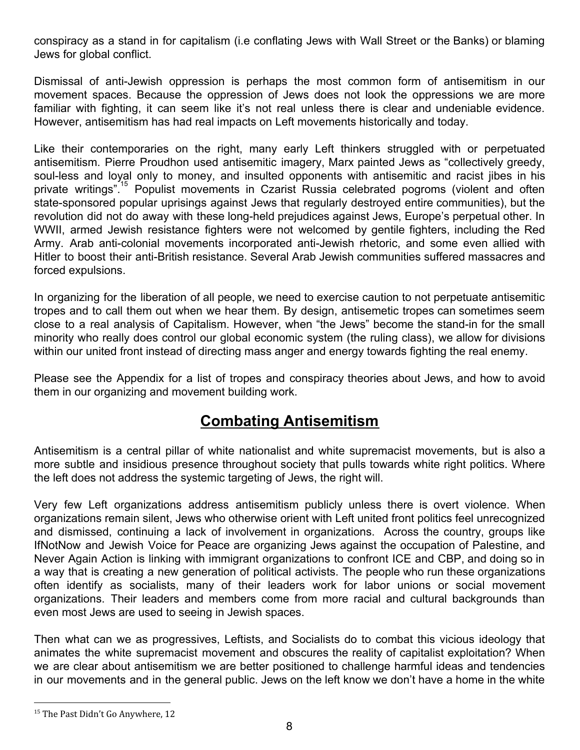conspiracy as a stand in for capitalism (i.e conflating Jews with Wall Street or the Banks) or blaming Jews for global conflict.

Dismissal of anti-Jewish oppression is perhaps the most common form of antisemitism in our movement spaces. Because the oppression of Jews does not look the oppressions we are more familiar with fighting, it can seem like it's not real unless there is clear and undeniable evidence. However, antisemitism has had real impacts on Left movements historically and today.

Like their contemporaries on the right, many early Left thinkers struggled with or perpetuated antisemitism. Pierre Proudhon used antisemitic imagery, Marx painted Jews as "collectively greedy, soul-less and loyal only to money, and insulted opponents with antisemitic and racist jibes in his private writings".[15] Populist movements in Czarist Russia celebrated pogroms (violent and often state-sponsored popular uprisings against Jews that regularly destroyed entire communities), but the revolution did not do away with these long-held prejudices against Jews, Europe's perpetual other. In WWII, armed Jewish resistance fighters were not welcomed by gentile fighters, including the Red Army. Arab anti-colonial movements incorporated anti-Jewish rhetoric, and some even allied with Hitler to boost their anti-British resistance. Several Arab Jewish communities suffered massacres and forced expulsions.

In organizing for the liberation of all people, we need to exercise caution to not perpetuate antisemitic tropes and to call them out when we hear them. By design, antisemetic tropes can sometimes seem close to a real analysis of Capitalism. However, when "the Jews" become the stand-in for the small minority who really does control our global economic system (the ruling class), we allow for divisions within our united front instead of directing mass anger and energy towards fighting the real enemy.

Please see the Appendix for a list of tropes and conspiracy theories about Jews, and how to avoid them in our organizing and movement building work.

## Combating Antisemitism

Antisemitism is a central pillar of white nationalist and white supremacist movements, but is also a more subtle and insidious presence throughout society that pulls towards white right politics. Where the left does not address the systemic targeting of Jews, the right will.

Very few Left organizations address antisemitism publicly unless there is overt violence. When organizations remain silent, Jews who otherwise orient with Left united front politics feel unrecognized and dismissed, continuing a lack of involvement in organizations. Across the country, groups like IfNotNow and Jewish Voice for Peace are organizing Jews against the occupation of Palestine, and Never Again Action is linking with immigrant organizations to confront ICE and CBP, and doing so in a way that is creating a new generation of political activists. The people who run these organizations often identify as socialists, many of their leaders work for labor unions or social movement organizations. Their leaders and members come from more racial and cultural backgrounds than even most Jews are used to seeing in Jewish spaces.

Then what can we as progressives, Leftists, and Socialists do to combat this vicious ideology that animates the white supremacist movement and obscures the reality of capitalist exploitation? When we are clear about antisemitism we are better positioned to challenge harmful ideas and tendencies in our movements and in the general public. Jews on the left know we don't have a home in the white

---

[15] The Past Didn't Go Anywhere, 12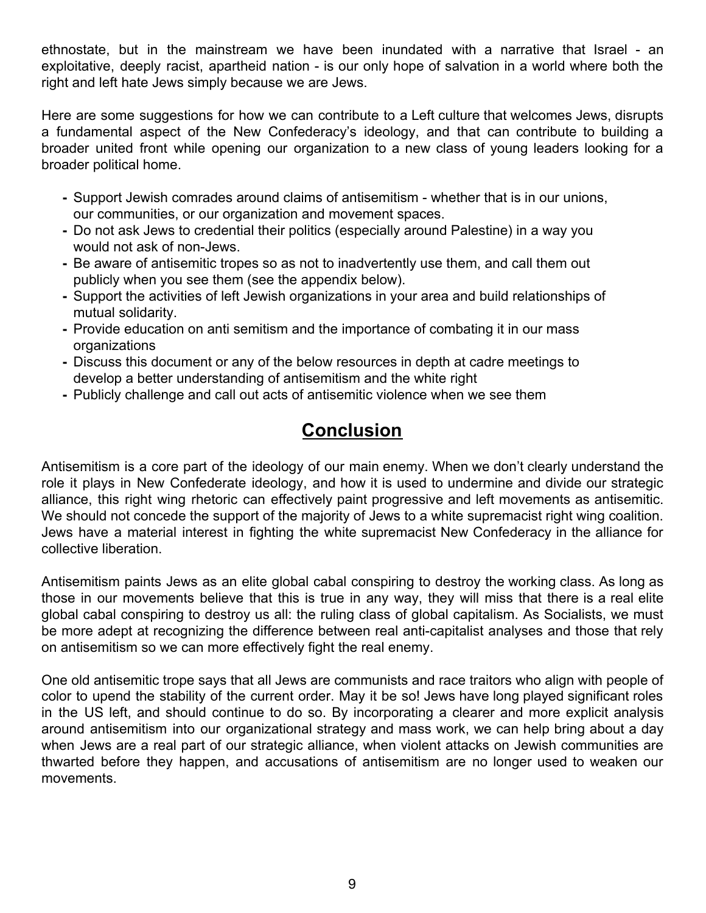ethnostate, but in the mainstream we have been inundated with a narrative that Israel - an exploitative, deeply racist, apartheid nation - is our only hope of salvation in a world where both the right and left hate Jews simply because we are Jews.

Here are some suggestions for how we can contribute to a Left culture that welcomes Jews, disrupts a fundamental aspect of the New Confederacy's ideology, and that can contribute to building a broader united front while opening our organization to a new class of young leaders looking for a broader political home.

- Support Jewish comrades around claims of antisemitism - whether that is in our unions, our communities, or our organization and movement spaces.
- Do not ask Jews to credential their politics (especially around Palestine) in a way you would not ask of non-Jews.
- Be aware of antisemitic tropes so as not to inadvertently use them, and call them out publicly when you see them (see the appendix below).
- Support the activities of left Jewish organizations in your area and build relationships of mutual solidarity.
- Provide education on anti semitism and the importance of combating it in our mass organizations
- Discuss this document or any of the below resources in depth at cadre meetings to develop a better understanding of antisemitism and the white right
- Publicly challenge and call out acts of antisemitic violence when we see them

## Conclusion

Antisemitism is a core part of the ideology of our main enemy. When we don't clearly understand the role it plays in New Confederate ideology, and how it is used to undermine and divide our strategic alliance, this right wing rhetoric can effectively paint progressive and left movements as antisemitic. We should not concede the support of the majority of Jews to a white supremacist right wing coalition. Jews have a material interest in fighting the white supremacist New Confederacy in the alliance for collective liberation.

Antisemitism paints Jews as an elite global cabal conspiring to destroy the working class. As long as those in our movements believe that this is true in any way, they will miss that there is a real elite global cabal conspiring to destroy us all: the ruling class of global capitalism. As Socialists, we must be more adept at recognizing the difference between real anti-capitalist analyses and those that rely on antisemitism so we can more effectively fight the real enemy.

One old antisemitic trope says that all Jews are communists and race traitors who align with people of color to upend the stability of the current order. May it be so! Jews have long played significant roles in the US left, and should continue to do so. By incorporating a clearer and more explicit analysis around antisemitism into our organizational strategy and mass work, we can help bring about a day when Jews are a real part of our strategic alliance, when violent attacks on Jewish communities are thwarted before they happen, and accusations of antisemitism are no longer used to weaken our movements.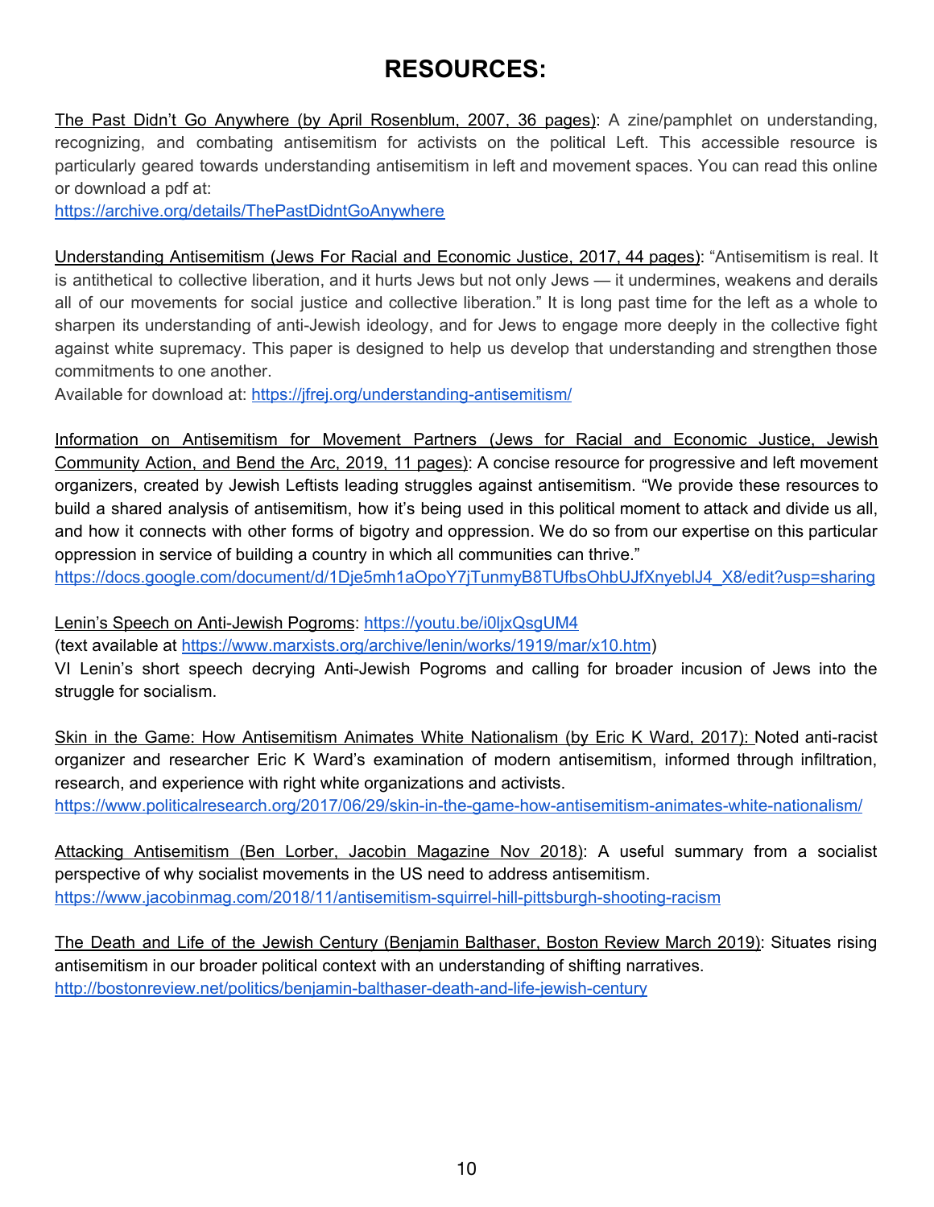# RESOURCES:

The Past Didn't Go Anywhere (by April Rosenblum, 2007, 36 pages): A zine/pamphlet on understanding, recognizing, and combating antisemitism for activists on the political Left. This accessible resource is particularly geared towards understanding antisemitism in left and movement spaces. You can read this online or download a pdf at:
https://archive.org/details/ThePastDidntGoAnywhere

Understanding Antisemitism (Jews For Racial and Economic Justice, 2017, 44 pages): "Antisemitism is real. It is antithetical to collective liberation, and it hurts Jews but not only Jews — it undermines, weakens and derails all of our movements for social justice and collective liberation." It is long past time for the left as a whole to sharpen its understanding of anti-Jewish ideology, and for Jews to engage more deeply in the collective fight against white supremacy. This paper is designed to help us develop that understanding and strengthen those commitments to one another.
Available for download at: https://jfrej.org/understanding-antisemitism/

Information on Antisemitism for Movement Partners (Jews for Racial and Economic Justice, Jewish Community Action, and Bend the Arc, 2019, 11 pages): A concise resource for progressive and left movement organizers, created by Jewish Leftists leading struggles against antisemitism. "We provide these resources to build a shared analysis of antisemitism, how it's being used in this political moment to attack and divide us all, and how it connects with other forms of bigotry and oppression. We do so from our expertise on this particular oppression in service of building a country in which all communities can thrive."
https://docs.google.com/document/d/1Dje5mh1aOpoY7jTunmyB8TUfbsOhbUJfXnyeblJ4_X8/edit?usp=sharing

Lenin's Speech on Anti-Jewish Pogroms: https://youtu.be/i0ljxQsgUM4
(text available at https://www.marxists.org/archive/lenin/works/1919/mar/x10.htm)
VI Lenin's short speech decrying Anti-Jewish Pogroms and calling for broader incusion of Jews into the struggle for socialism.

Skin in the Game: How Antisemitism Animates White Nationalism (by Eric K Ward, 2017): Noted anti-racist organizer and researcher Eric K Ward's examination of modern antisemitism, informed through infiltration, research, and experience with right white organizations and activists.
https://www.politicalresearch.org/2017/06/29/skin-in-the-game-how-antisemitism-animates-white-nationalism/

Attacking Antisemitism (Ben Lorber, Jacobin Magazine Nov 2018): A useful summary from a socialist perspective of why socialist movements in the US need to address antisemitism.
https://www.jacobinmag.com/2018/11/antisemitism-squirrel-hill-pittsburgh-shooting-racism

The Death and Life of the Jewish Century (Benjamin Balthaser, Boston Review March 2019): Situates rising antisemitism in our broader political context with an understanding of shifting narratives.
http://bostonreview.net/politics/benjamin-balthaser-death-and-life-jewish-century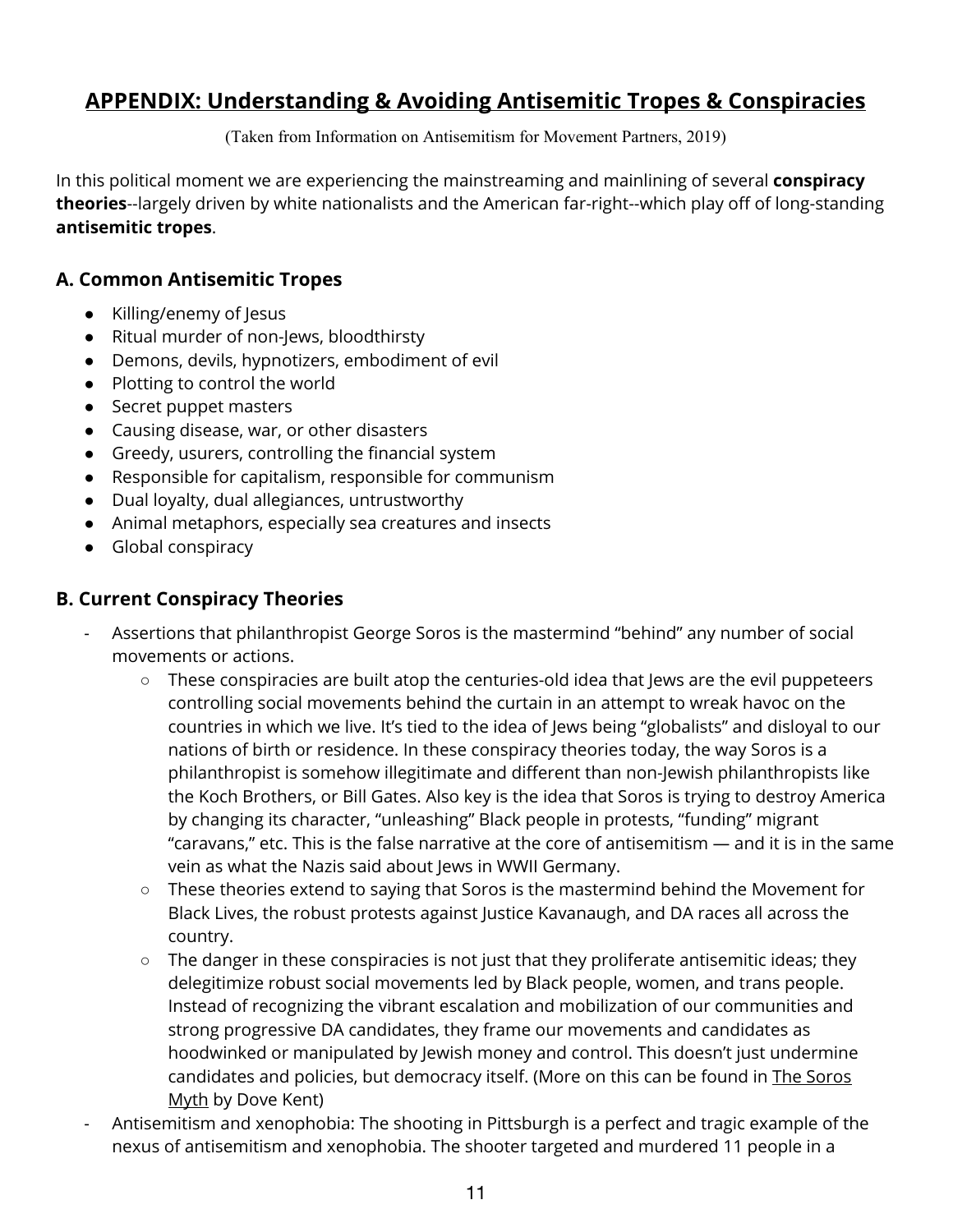## APPENDIX: Understanding & Avoiding Antisemitic Tropes & Conspiracies

(Taken from Information on Antisemitism for Movement Partners, 2019)

In this political moment we are experiencing the mainstreaming and mainlining of several **conspiracy theories**--largely driven by white nationalists and the American far-right--which play off of long-standing **antisemitic tropes**.

### A. Common Antisemitic Tropes

- Killing/enemy of Jesus
- Ritual murder of non-Jews, bloodthirsty
- Demons, devils, hypnotizers, embodiment of evil
- Plotting to control the world
- Secret puppet masters
- Causing disease, war, or other disasters
- Greedy, usurers, controlling the financial system
- Responsible for capitalism, responsible for communism
- Dual loyalty, dual allegiances, untrustworthy
- Animal metaphors, especially sea creatures and insects
- Global conspiracy

### B. Current Conspiracy Theories

- Assertions that philanthropist George Soros is the mastermind "behind" any number of social movements or actions.
    - These conspiracies are built atop the centuries-old idea that Jews are the evil puppeteers controlling social movements behind the curtain in an attempt to wreak havoc on the countries in which we live. It's tied to the idea of Jews being "globalists" and disloyal to our nations of birth or residence. In these conspiracy theories today, the way Soros is a philanthropist is somehow illegitimate and different than non-Jewish philanthropists like the Koch Brothers, or Bill Gates. Also key is the idea that Soros is trying to destroy America by changing its character, "unleashing" Black people in protests, "funding" migrant "caravans," etc. This is the false narrative at the core of antisemitism — and it is in the same vein as what the Nazis said about Jews in WWII Germany.
    - These theories extend to saying that Soros is the mastermind behind the Movement for Black Lives, the robust protests against Justice Kavanaugh, and DA races all across the country.
    - The danger in these conspiracies is not just that they proliferate antisemitic ideas; they delegitimize robust social movements led by Black people, women, and trans people. Instead of recognizing the vibrant escalation and mobilization of our communities and strong progressive DA candidates, they frame our movements and candidates as hoodwinked or manipulated by Jewish money and control. This doesn't just undermine candidates and policies, but democracy itself. (More on this can be found in The Soros Myth by Dove Kent)
- Antisemitism and xenophobia: The shooting in Pittsburgh is a perfect and tragic example of the nexus of antisemitism and xenophobia. The shooter targeted and murdered 11 people in a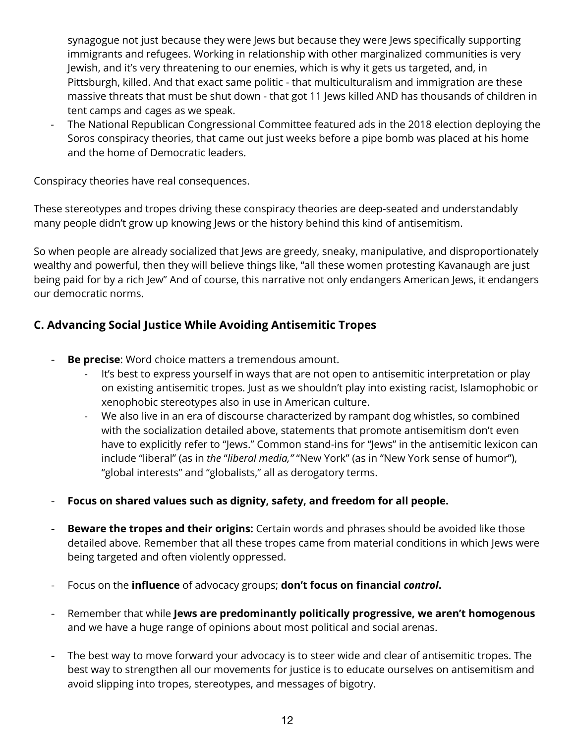synagogue not just because they were Jews but because they were Jews specifically supporting immigrants and refugees. Working in relationship with other marginalized communities is very Jewish, and it's very threatening to our enemies, which is why it gets us targeted, and, in Pittsburgh, killed. And that exact same politic - that multiculturalism and immigration are these massive threats that must be shut down - that got 11 Jews killed AND has thousands of children in tent camps and cages as we speak.

- The National Republican Congressional Committee featured ads in the 2018 election deploying the Soros conspiracy theories, that came out just weeks before a pipe bomb was placed at his home and the home of Democratic leaders.

Conspiracy theories have real consequences.

These stereotypes and tropes driving these conspiracy theories are deep-seated and understandably many people didn't grow up knowing Jews or the history behind this kind of antisemitism.

So when people are already socialized that Jews are greedy, sneaky, manipulative, and disproportionately wealthy and powerful, then they will believe things like, "all these women protesting Kavanaugh are just being paid for by a rich Jew" And of course, this narrative not only endangers American Jews, it endangers our democratic norms.

### C. Advancing Social Justice While Avoiding Antisemitic Tropes

- **Be precise**: Word choice matters a tremendous amount.
    - It's best to express yourself in ways that are not open to antisemitic interpretation or play on existing antisemitic tropes. Just as we shouldn't play into existing racist, Islamophobic or xenophobic stereotypes also in use in American culture.
    - We also live in an era of discourse characterized by rampant dog whistles, so combined with the socialization detailed above, statements that promote antisemitism don't even have to explicitly refer to "Jews." Common stand-ins for "Jews" in the antisemitic lexicon can include "liberal" (as in *the* "*liberal media,*" "New York" (as in "New York sense of humor"), "global interests" and "globalists," all as derogatory terms.

- **Focus on shared values such as dignity, safety, and freedom for all people.**

- **Beware the tropes and their origins:** Certain words and phrases should be avoided like those detailed above. Remember that all these tropes came from material conditions in which Jews were being targeted and often violently oppressed.

- Focus on the **influence** of advocacy groups; **don't focus on financial *control*.**

- Remember that while **Jews are predominantly politically progressive, we aren't homogenous** and we have a huge range of opinions about most political and social arenas.

- The best way to move forward your advocacy is to steer wide and clear of antisemitic tropes. The best way to strengthen all our movements for justice is to educate ourselves on antisemitism and avoid slipping into tropes, stereotypes, and messages of bigotry.